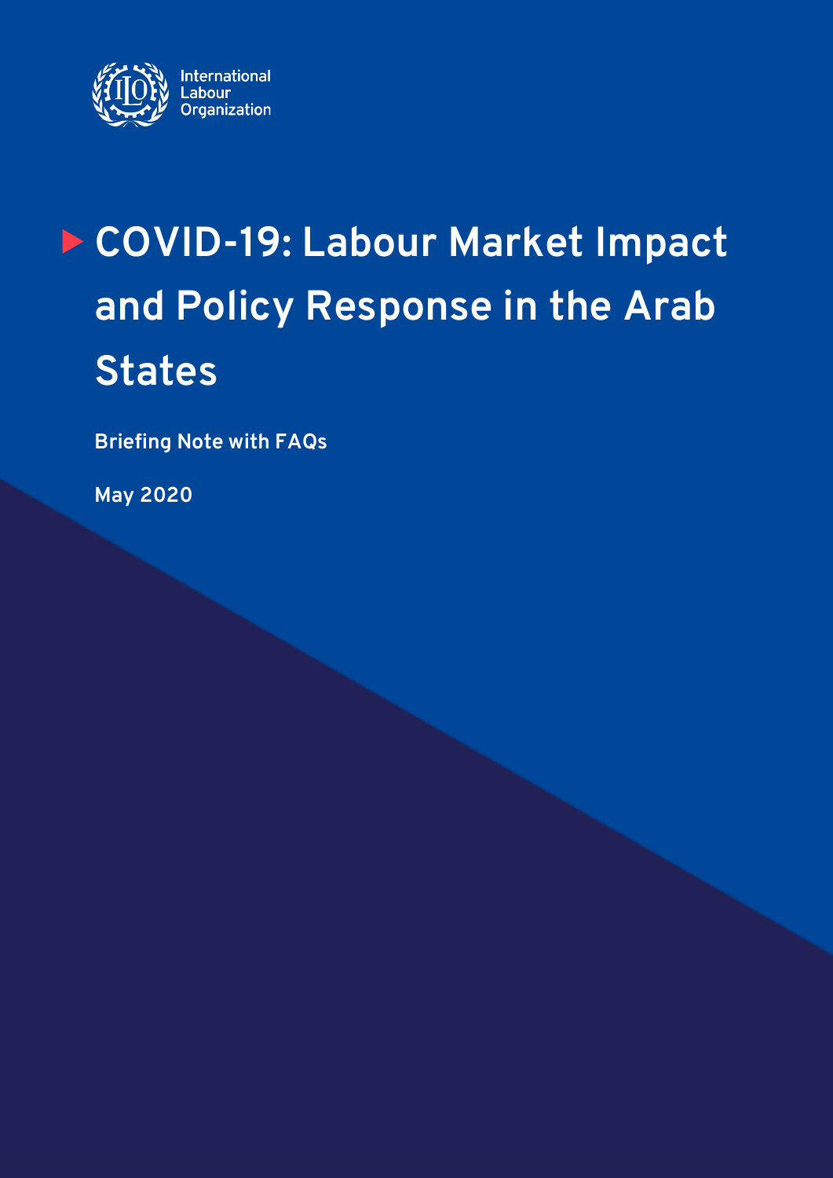International Labour Organization

# COVID-19: Labour Market Impact and Policy Response in the Arab States

**Briefing Note with FAQs**

**May 2020**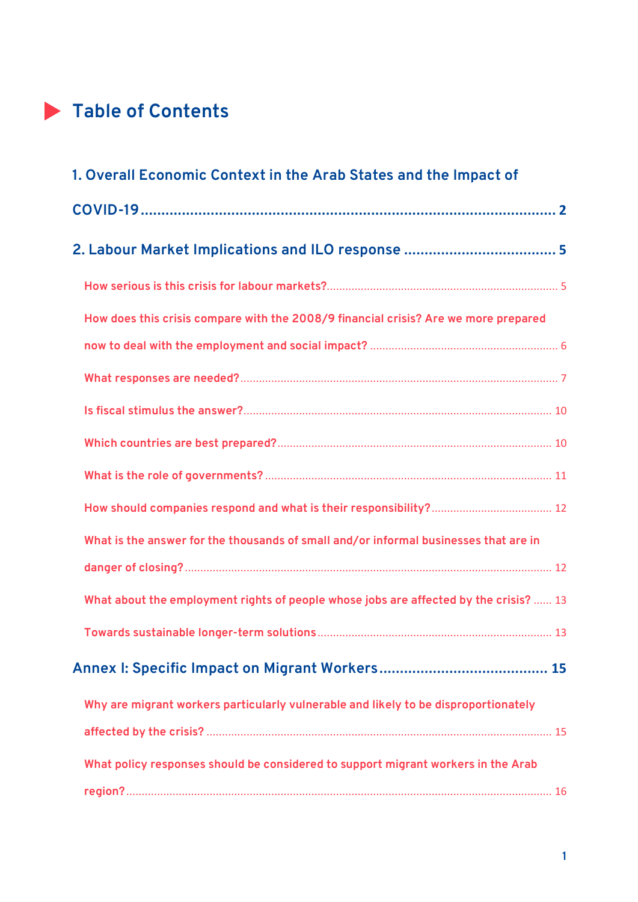# Table of Contents

**1. Overall Economic Context in the Arab States and the Impact of COVID-19** ..... 2

**2. Labour Market Implications and ILO response** ..... 5

- How serious is this crisis for labour markets? ..... 5
- How does this crisis compare with the 2008/9 financial crisis? Are we more prepared now to deal with the employment and social impact? ..... 6
- What responses are needed? ..... 7
- Is fiscal stimulus the answer? ..... 10
- Which countries are best prepared? ..... 10
- What is the role of governments? ..... 11
- How should companies respond and what is their responsibility? ..... 12
- What is the answer for the thousands of small and/or informal businesses that are in danger of closing? ..... 12
- What about the employment rights of people whose jobs are affected by the crisis? ..... 13
- Towards sustainable longer-term solutions ..... 13

**Annex I: Specific Impact on Migrant Workers** ..... 15

- Why are migrant workers particularly vulnerable and likely to be disproportionately affected by the crisis? ..... 15
- What policy responses should be considered to support migrant workers in the Arab region? ..... 16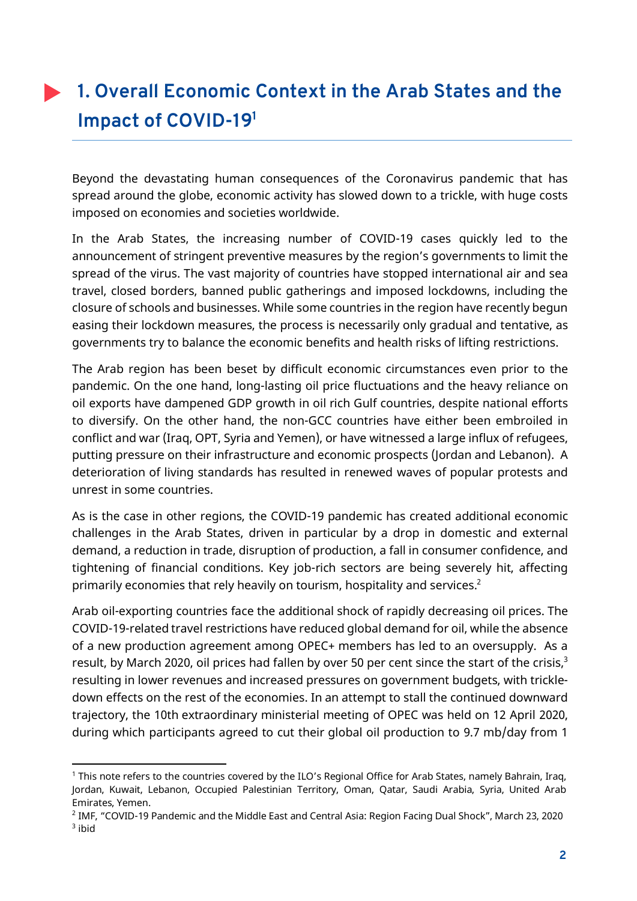# 1. Overall Economic Context in the Arab States and the Impact of COVID-19[1]

Beyond the devastating human consequences of the Coronavirus pandemic that has spread around the globe, economic activity has slowed down to a trickle, with huge costs imposed on economies and societies worldwide.

In the Arab States, the increasing number of COVID-19 cases quickly led to the announcement of stringent preventive measures by the region's governments to limit the spread of the virus. The vast majority of countries have stopped international air and sea travel, closed borders, banned public gatherings and imposed lockdowns, including the closure of schools and businesses. While some countries in the region have recently begun easing their lockdown measures, the process is necessarily only gradual and tentative, as governments try to balance the economic benefits and health risks of lifting restrictions.

The Arab region has been beset by difficult economic circumstances even prior to the pandemic. On the one hand, long-lasting oil price fluctuations and the heavy reliance on oil exports have dampened GDP growth in oil rich Gulf countries, despite national efforts to diversify. On the other hand, the non-GCC countries have either been embroiled in conflict and war (Iraq, OPT, Syria and Yemen), or have witnessed a large influx of refugees, putting pressure on their infrastructure and economic prospects (Jordan and Lebanon). A deterioration of living standards has resulted in renewed waves of popular protests and unrest in some countries.

As is the case in other regions, the COVID-19 pandemic has created additional economic challenges in the Arab States, driven in particular by a drop in domestic and external demand, a reduction in trade, disruption of production, a fall in consumer confidence, and tightening of financial conditions. Key job-rich sectors are being severely hit, affecting primarily economies that rely heavily on tourism, hospitality and services.[2]

Arab oil-exporting countries face the additional shock of rapidly decreasing oil prices. The COVID-19-related travel restrictions have reduced global demand for oil, while the absence of a new production agreement among OPEC+ members has led to an oversupply. As a result, by March 2020, oil prices had fallen by over 50 per cent since the start of the crisis,[3] resulting in lower revenues and increased pressures on government budgets, with trickle-down effects on the rest of the economies. In an attempt to stall the continued downward trajectory, the 10th extraordinary ministerial meeting of OPEC was held on 12 April 2020, during which participants agreed to cut their global oil production to 9.7 mb/day from 1

---

[1] This note refers to the countries covered by the ILO's Regional Office for Arab States, namely Bahrain, Iraq, Jordan, Kuwait, Lebanon, Occupied Palestinian Territory, Oman, Qatar, Saudi Arabia, Syria, United Arab Emirates, Yemen.

[2] IMF, "COVID-19 Pandemic and the Middle East and Central Asia: Region Facing Dual Shock", March 23, 2020

[3] ibid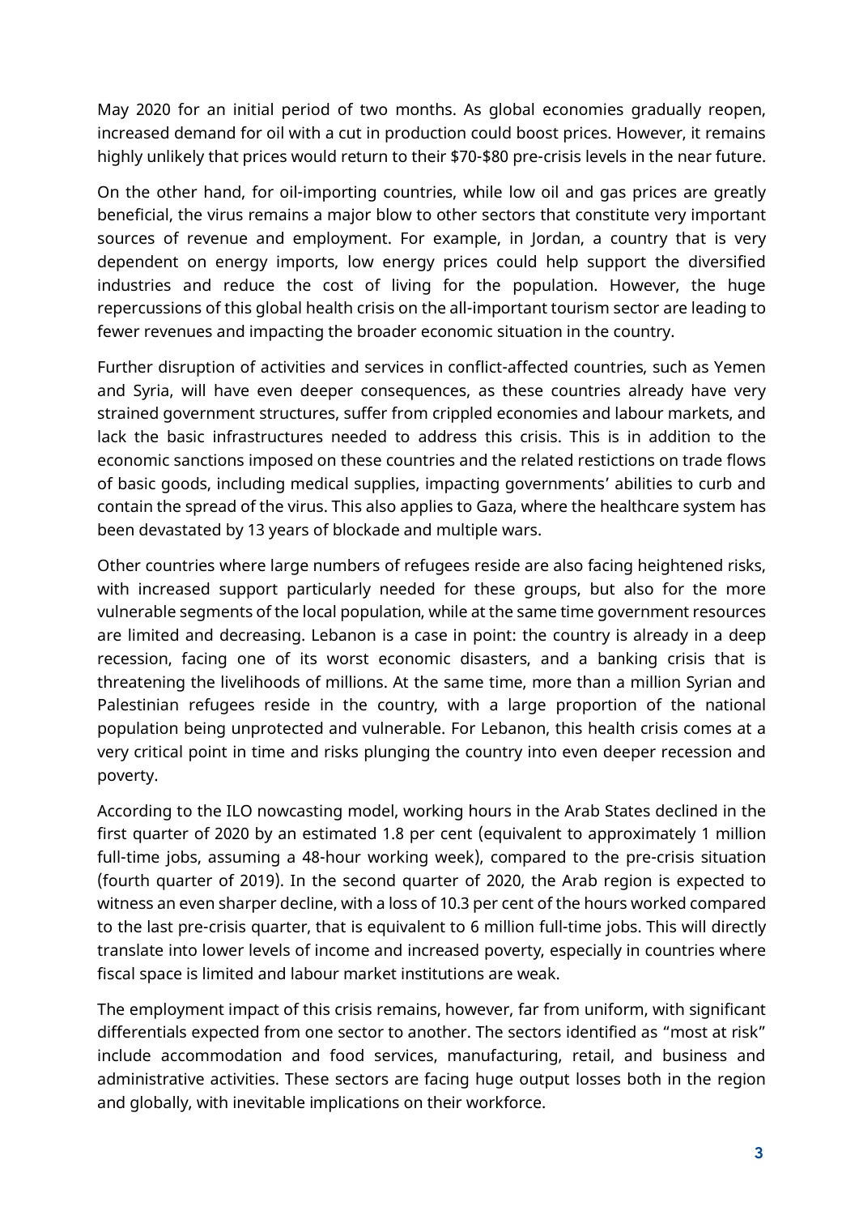May 2020 for an initial period of two months. As global economies gradually reopen, increased demand for oil with a cut in production could boost prices. However, it remains highly unlikely that prices would return to their $70-$80 pre-crisis levels in the near future.

On the other hand, for oil-importing countries, while low oil and gas prices are greatly beneficial, the virus remains a major blow to other sectors that constitute very important sources of revenue and employment. For example, in Jordan, a country that is very dependent on energy imports, low energy prices could help support the diversified industries and reduce the cost of living for the population. However, the huge repercussions of this global health crisis on the all-important tourism sector are leading to fewer revenues and impacting the broader economic situation in the country.

Further disruption of activities and services in conflict-affected countries, such as Yemen and Syria, will have even deeper consequences, as these countries already have very strained government structures, suffer from crippled economies and labour markets, and lack the basic infrastructures needed to address this crisis. This is in addition to the economic sanctions imposed on these countries and the related restictions on trade flows of basic goods, including medical supplies, impacting governments' abilities to curb and contain the spread of the virus. This also applies to Gaza, where the healthcare system has been devastated by 13 years of blockade and multiple wars.

Other countries where large numbers of refugees reside are also facing heightened risks, with increased support particularly needed for these groups, but also for the more vulnerable segments of the local population, while at the same time government resources are limited and decreasing. Lebanon is a case in point: the country is already in a deep recession, facing one of its worst economic disasters, and a banking crisis that is threatening the livelihoods of millions. At the same time, more than a million Syrian and Palestinian refugees reside in the country, with a large proportion of the national population being unprotected and vulnerable. For Lebanon, this health crisis comes at a very critical point in time and risks plunging the country into even deeper recession and poverty.

According to the ILO nowcasting model, working hours in the Arab States declined in the first quarter of 2020 by an estimated 1.8 per cent (equivalent to approximately 1 million full-time jobs, assuming a 48-hour working week), compared to the pre-crisis situation (fourth quarter of 2019). In the second quarter of 2020, the Arab region is expected to witness an even sharper decline, with a loss of 10.3 per cent of the hours worked compared to the last pre-crisis quarter, that is equivalent to 6 million full-time jobs. This will directly translate into lower levels of income and increased poverty, especially in countries where fiscal space is limited and labour market institutions are weak.

The employment impact of this crisis remains, however, far from uniform, with significant differentials expected from one sector to another. The sectors identified as "most at risk" include accommodation and food services, manufacturing, retail, and business and administrative activities. These sectors are facing huge output losses both in the region and globally, with inevitable implications on their workforce.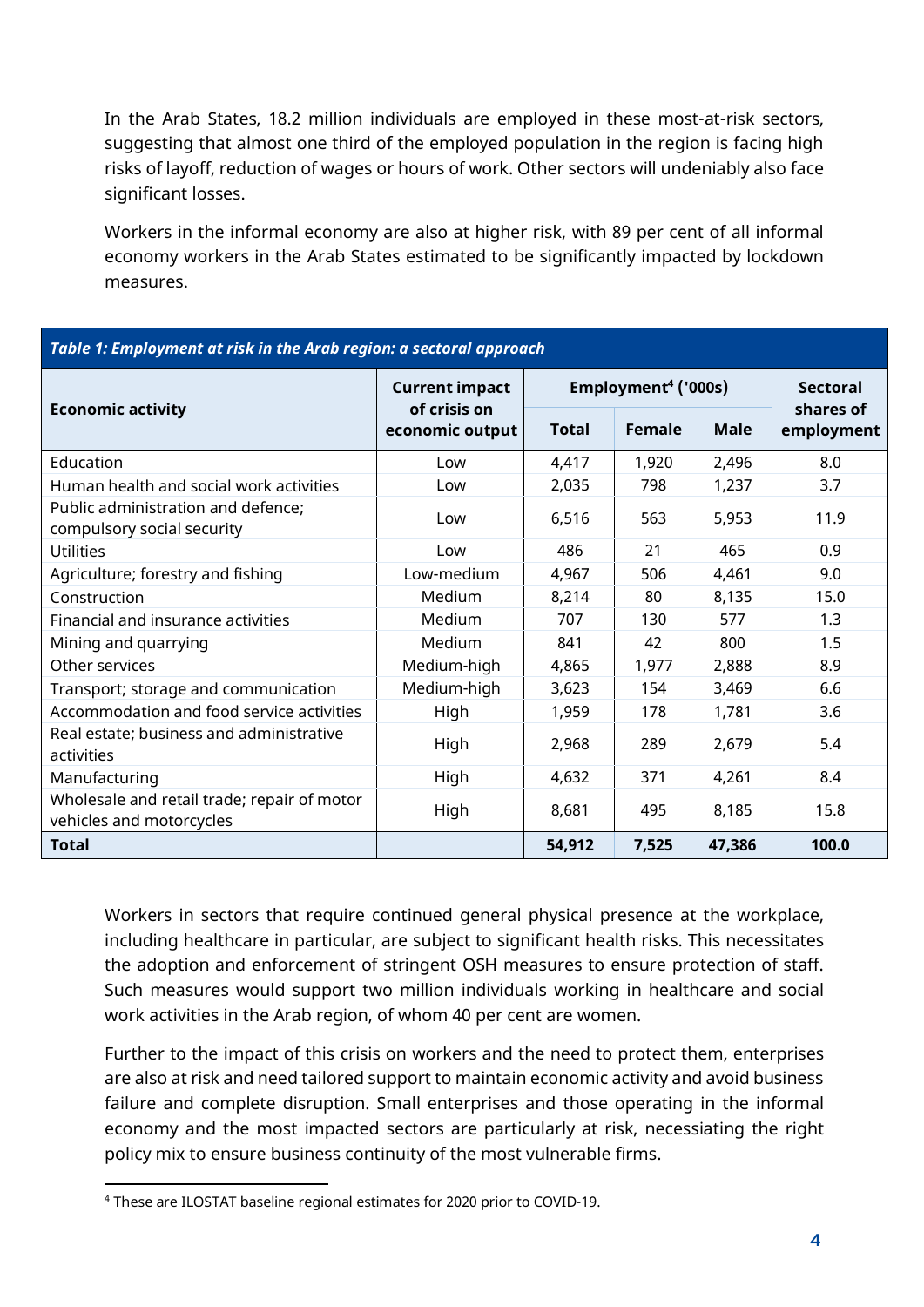In the Arab States, 18.2 million individuals are employed in these most-at-risk sectors, suggesting that almost one third of the employed population in the region is facing high risks of layoff, reduction of wages or hours of work. Other sectors will undeniably also face significant losses.

Workers in the informal economy are also at higher risk, with 89 per cent of all informal economy workers in the Arab States estimated to be significantly impacted by lockdown measures.

***Table 1: Employment at risk in the Arab region: a sectoral approach***

| Economic activity | Current impact of crisis on economic output | Employment[4] ('000s) | | | Sectoral shares of employment |
|---|---|---|---|---|---|
| | | Total | Female | Male | |
| Education | Low | 4,417 | 1,920 | 2,496 | 8.0 |
| Human health and social work activities | Low | 2,035 | 798 | 1,237 | 3.7 |
| Public administration and defence; compulsory social security | Low | 6,516 | 563 | 5,953 | 11.9 |
| Utilities | Low | 486 | 21 | 465 | 0.9 |
| Agriculture; forestry and fishing | Low-medium | 4,967 | 506 | 4,461 | 9.0 |
| Construction | Medium | 8,214 | 80 | 8,135 | 15.0 |
| Financial and insurance activities | Medium | 707 | 130 | 577 | 1.3 |
| Mining and quarrying | Medium | 841 | 42 | 800 | 1.5 |
| Other services | Medium-high | 4,865 | 1,977 | 2,888 | 8.9 |
| Transport; storage and communication | Medium-high | 3,623 | 154 | 3,469 | 6.6 |
| Accommodation and food service activities | High | 1,959 | 178 | 1,781 | 3.6 |
| Real estate; business and administrative activities | High | 2,968 | 289 | 2,679 | 5.4 |
| Manufacturing | High | 4,632 | 371 | 4,261 | 8.4 |
| Wholesale and retail trade; repair of motor vehicles and motorcycles | High | 8,681 | 495 | 8,185 | 15.8 |
| **Total** | | **54,912** | **7,525** | **47,386** | **100.0** |

Workers in sectors that require continued general physical presence at the workplace, including healthcare in particular, are subject to significant health risks. This necessitates the adoption and enforcement of stringent OSH measures to ensure protection of staff. Such measures would support two million individuals working in healthcare and social work activities in the Arab region, of whom 40 per cent are women.

Further to the impact of this crisis on workers and the need to protect them, enterprises are also at risk and need tailored support to maintain economic activity and avoid business failure and complete disruption. Small enterprises and those operating in the informal economy and the most impacted sectors are particularly at risk, necessiating the right policy mix to ensure business continuity of the most vulnerable firms.

[4] These are ILOSTAT baseline regional estimates for 2020 prior to COVID-19.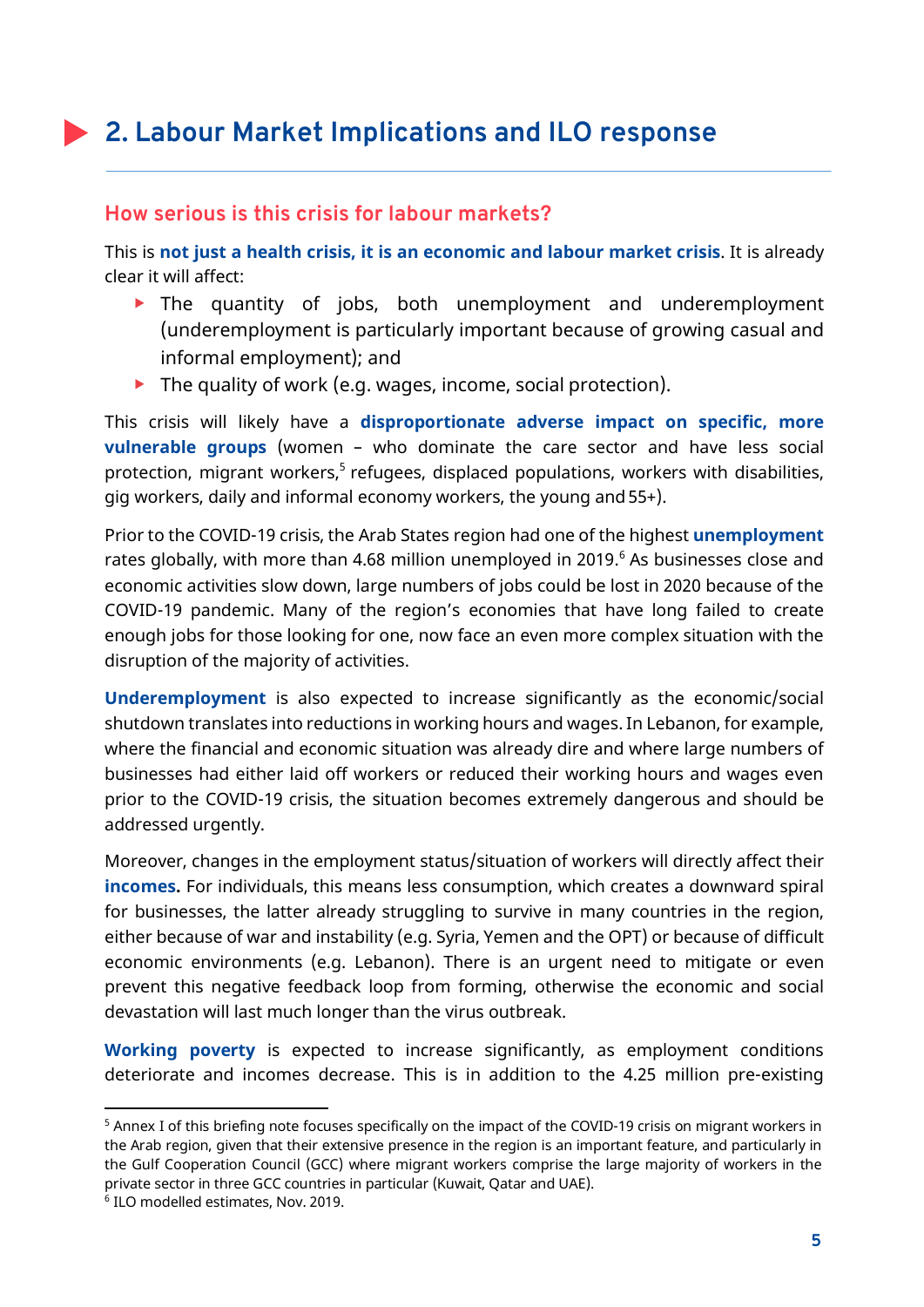# 2. Labour Market Implications and ILO response

## How serious is this crisis for labour markets?

This is **not just a health crisis, it is an economic and labour market crisis**. It is already clear it will affect:

- The quantity of jobs, both unemployment and underemployment (underemployment is particularly important because of growing casual and informal employment); and
- The quality of work (e.g. wages, income, social protection).

This crisis will likely have a **disproportionate adverse impact on specific, more vulnerable groups** (women – who dominate the care sector and have less social protection, migrant workers,[5] refugees, displaced populations, workers with disabilities, gig workers, daily and informal economy workers, the young and 55+).

Prior to the COVID-19 crisis, the Arab States region had one of the highest **unemployment** rates globally, with more than 4.68 million unemployed in 2019.[6] As businesses close and economic activities slow down, large numbers of jobs could be lost in 2020 because of the COVID-19 pandemic. Many of the region's economies that have long failed to create enough jobs for those looking for one, now face an even more complex situation with the disruption of the majority of activities.

**Underemployment** is also expected to increase significantly as the economic/social shutdown translates into reductions in working hours and wages. In Lebanon, for example, where the financial and economic situation was already dire and where large numbers of businesses had either laid off workers or reduced their working hours and wages even prior to the COVID-19 crisis, the situation becomes extremely dangerous and should be addressed urgently.

Moreover, changes in the employment status/situation of workers will directly affect their **incomes.** For individuals, this means less consumption, which creates a downward spiral for businesses, the latter already struggling to survive in many countries in the region, either because of war and instability (e.g. Syria, Yemen and the OPT) or because of difficult economic environments (e.g. Lebanon). There is an urgent need to mitigate or even prevent this negative feedback loop from forming, otherwise the economic and social devastation will last much longer than the virus outbreak.

**Working poverty** is expected to increase significantly, as employment conditions deteriorate and incomes decrease. This is in addition to the 4.25 million pre-existing

---

[5] Annex I of this briefing note focuses specifically on the impact of the COVID-19 crisis on migrant workers in the Arab region, given that their extensive presence in the region is an important feature, and particularly in the Gulf Cooperation Council (GCC) where migrant workers comprise the large majority of workers in the private sector in three GCC countries in particular (Kuwait, Qatar and UAE).

[6] ILO modelled estimates, Nov. 2019.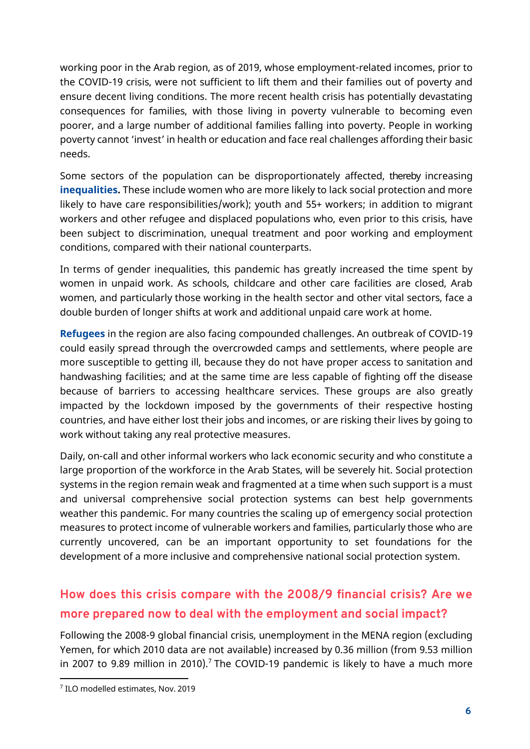working poor in the Arab region, as of 2019, whose employment-related incomes, prior to the COVID-19 crisis, were not sufficient to lift them and their families out of poverty and ensure decent living conditions. The more recent health crisis has potentially devastating consequences for families, with those living in poverty vulnerable to becoming even poorer, and a large number of additional families falling into poverty. People in working poverty cannot 'invest' in health or education and face real challenges affording their basic needs.

Some sectors of the population can be disproportionately affected, thereby increasing **inequalities.** These include women who are more likely to lack social protection and more likely to have care responsibilities/work); youth and 55+ workers; in addition to migrant workers and other refugee and displaced populations who, even prior to this crisis, have been subject to discrimination, unequal treatment and poor working and employment conditions, compared with their national counterparts.

In terms of gender inequalities, this pandemic has greatly increased the time spent by women in unpaid work. As schools, childcare and other care facilities are closed, Arab women, and particularly those working in the health sector and other vital sectors, face a double burden of longer shifts at work and additional unpaid care work at home.

**Refugees** in the region are also facing compounded challenges. An outbreak of COVID-19 could easily spread through the overcrowded camps and settlements, where people are more susceptible to getting ill, because they do not have proper access to sanitation and handwashing facilities; and at the same time are less capable of fighting off the disease because of barriers to accessing healthcare services. These groups are also greatly impacted by the lockdown imposed by the governments of their respective hosting countries, and have either lost their jobs and incomes, or are risking their lives by going to work without taking any real protective measures.

Daily, on-call and other informal workers who lack economic security and who constitute a large proportion of the workforce in the Arab States, will be severely hit. Social protection systems in the region remain weak and fragmented at a time when such support is a must and universal comprehensive social protection systems can best help governments weather this pandemic. For many countries the scaling up of emergency social protection measures to protect income of vulnerable workers and families, particularly those who are currently uncovered, can be an important opportunity to set foundations for the development of a more inclusive and comprehensive national social protection system.

## How does this crisis compare with the 2008/9 financial crisis? Are we more prepared now to deal with the employment and social impact?

Following the 2008-9 global financial crisis, unemployment in the MENA region (excluding Yemen, for which 2010 data are not available) increased by 0.36 million (from 9.53 million in 2007 to 9.89 million in 2010).[7] The COVID-19 pandemic is likely to have a much more

[7] ILO modelled estimates, Nov. 2019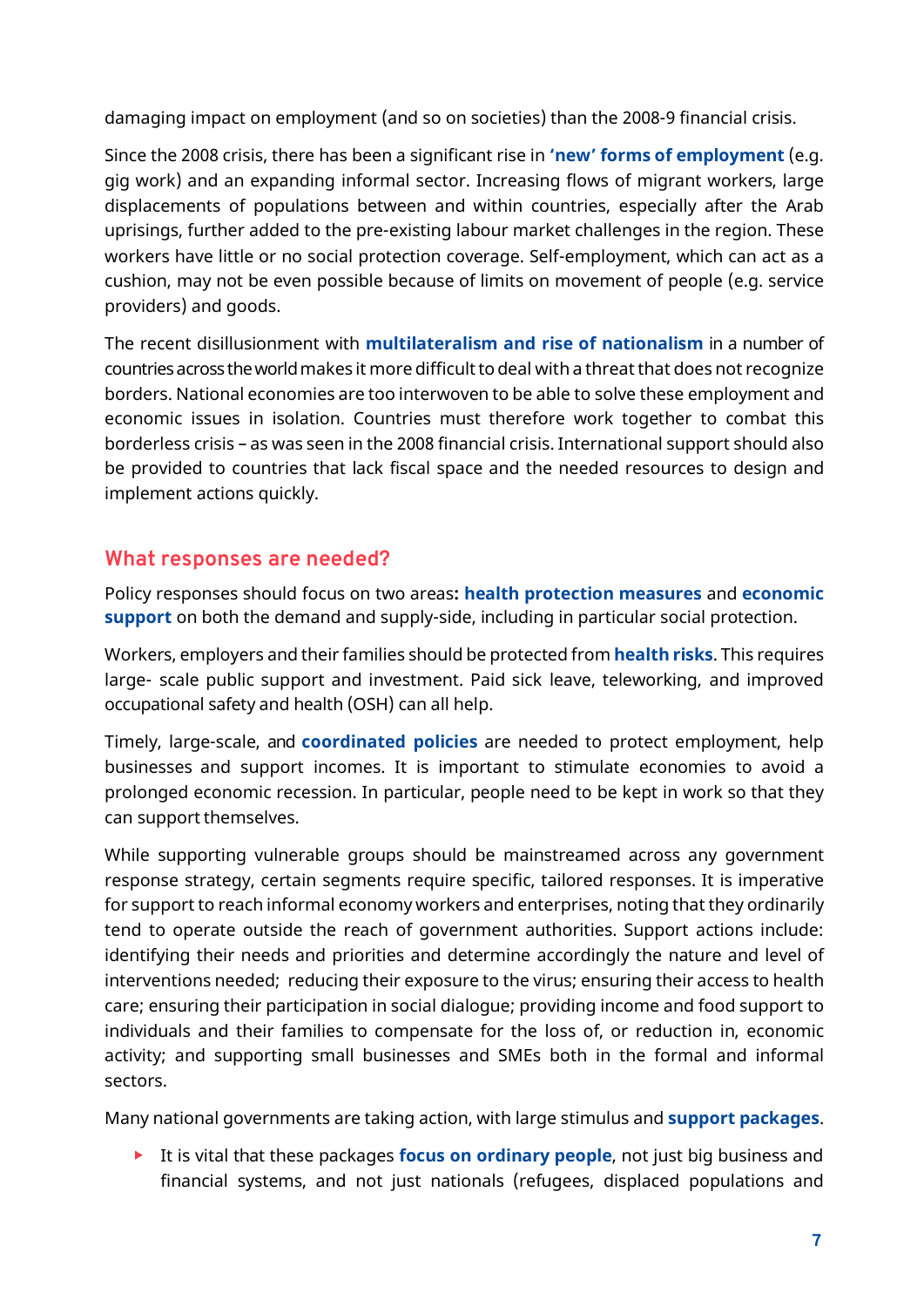damaging impact on employment (and so on societies) than the 2008-9 financial crisis.

Since the 2008 crisis, there has been a significant rise in **'new' forms of employment** (e.g. gig work) and an expanding informal sector. Increasing flows of migrant workers, large displacements of populations between and within countries, especially after the Arab uprisings, further added to the pre-existing labour market challenges in the region. These workers have little or no social protection coverage. Self-employment, which can act as a cushion, may not be even possible because of limits on movement of people (e.g. service providers) and goods.

The recent disillusionment with **multilateralism and rise of nationalism** in a number of countries across the world makes it more difficult to deal with a threat that does not recognize borders. National economies are too interwoven to be able to solve these employment and economic issues in isolation. Countries must therefore work together to combat this borderless crisis – as was seen in the 2008 financial crisis. International support should also be provided to countries that lack fiscal space and the needed resources to design and implement actions quickly.

## What responses are needed?

Policy responses should focus on two areas**:** **health protection measures** and **economic support** on both the demand and supply-side, including in particular social protection.

Workers, employers and their families should be protected from **health risks**. This requires large- scale public support and investment. Paid sick leave, teleworking, and improved occupational safety and health (OSH) can all help.

Timely, large-scale, and **coordinated policies** are needed to protect employment, help businesses and support incomes. It is important to stimulate economies to avoid a prolonged economic recession. In particular, people need to be kept in work so that they can support themselves.

While supporting vulnerable groups should be mainstreamed across any government response strategy, certain segments require specific, tailored responses. It is imperative for support to reach informal economy workers and enterprises, noting that they ordinarily tend to operate outside the reach of government authorities. Support actions include: identifying their needs and priorities and determine accordingly the nature and level of interventions needed; reducing their exposure to the virus; ensuring their access to health care; ensuring their participation in social dialogue; providing income and food support to individuals and their families to compensate for the loss of, or reduction in, economic activity; and supporting small businesses and SMEs both in the formal and informal sectors.

Many national governments are taking action, with large stimulus and **support packages**.

- It is vital that these packages **focus on ordinary people**, not just big business and financial systems, and not just nationals (refugees, displaced populations and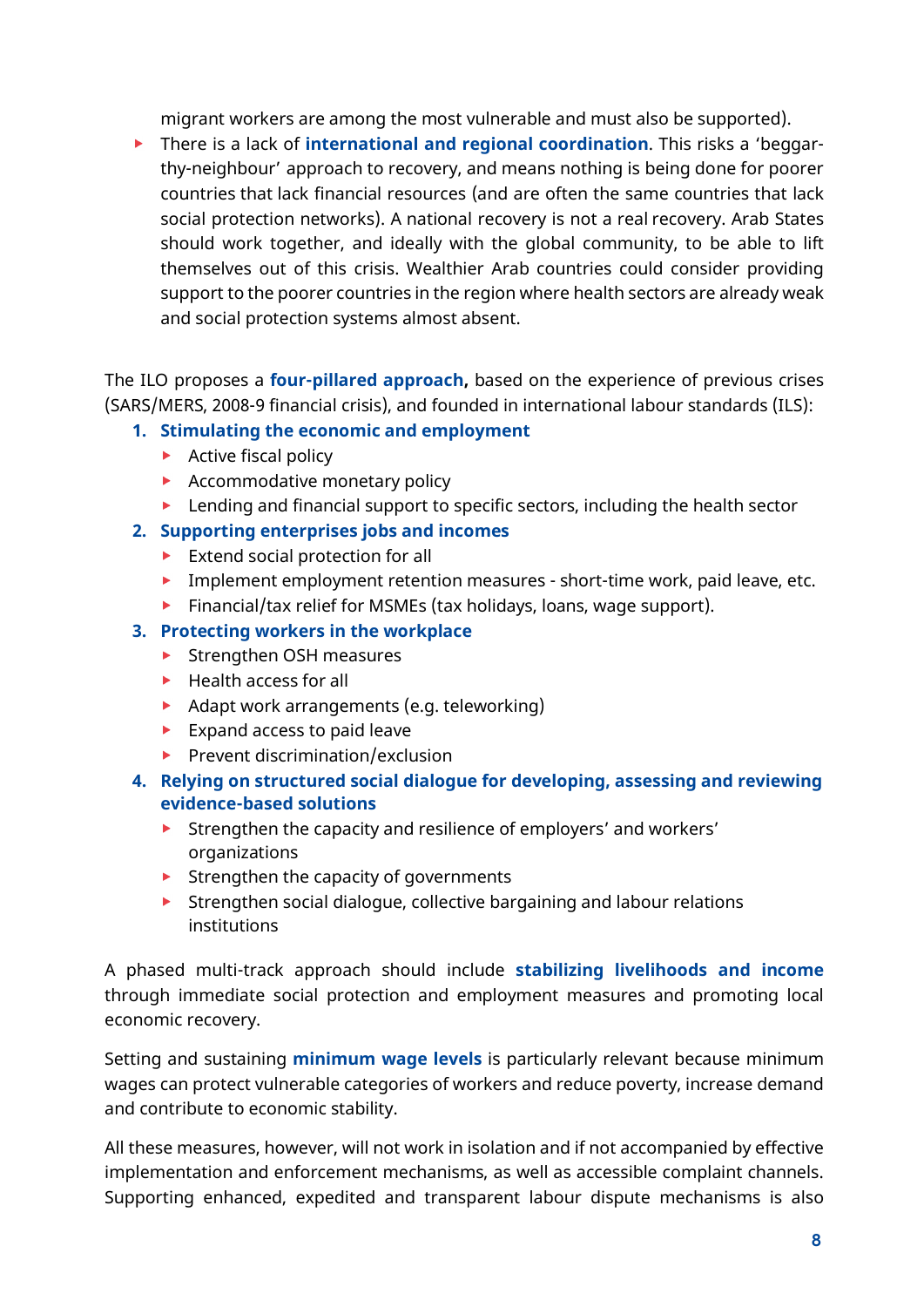migrant workers are among the most vulnerable and must also be supported).

- There is a lack of **international and regional coordination**. This risks a 'beggar-thy-neighbour' approach to recovery, and means nothing is being done for poorer countries that lack financial resources (and are often the same countries that lack social protection networks). A national recovery is not a real recovery. Arab States should work together, and ideally with the global community, to be able to lift themselves out of this crisis. Wealthier Arab countries could consider providing support to the poorer countries in the region where health sectors are already weak and social protection systems almost absent.

The ILO proposes a **four-pillared approach,** based on the experience of previous crises (SARS/MERS, 2008-9 financial crisis), and founded in international labour standards (ILS):

1. **Stimulating the economic and employment**
   - Active fiscal policy
   - Accommodative monetary policy
   - Lending and financial support to specific sectors, including the health sector
2. **Supporting enterprises jobs and incomes**
   - Extend social protection for all
   - Implement employment retention measures - short-time work, paid leave, etc.
   - Financial/tax relief for MSMEs (tax holidays, loans, wage support).
3. **Protecting workers in the workplace**
   - Strengthen OSH measures
   - Health access for all
   - Adapt work arrangements (e.g. teleworking)
   - Expand access to paid leave
   - Prevent discrimination/exclusion
4. **Relying on structured social dialogue for developing, assessing and reviewing evidence-based solutions**
   - Strengthen the capacity and resilience of employers' and workers' organizations
   - Strengthen the capacity of governments
   - Strengthen social dialogue, collective bargaining and labour relations institutions

A phased multi-track approach should include **stabilizing livelihoods and income** through immediate social protection and employment measures and promoting local economic recovery.

Setting and sustaining **minimum wage levels** is particularly relevant because minimum wages can protect vulnerable categories of workers and reduce poverty, increase demand and contribute to economic stability.

All these measures, however, will not work in isolation and if not accompanied by effective implementation and enforcement mechanisms, as well as accessible complaint channels. Supporting enhanced, expedited and transparent labour dispute mechanisms is also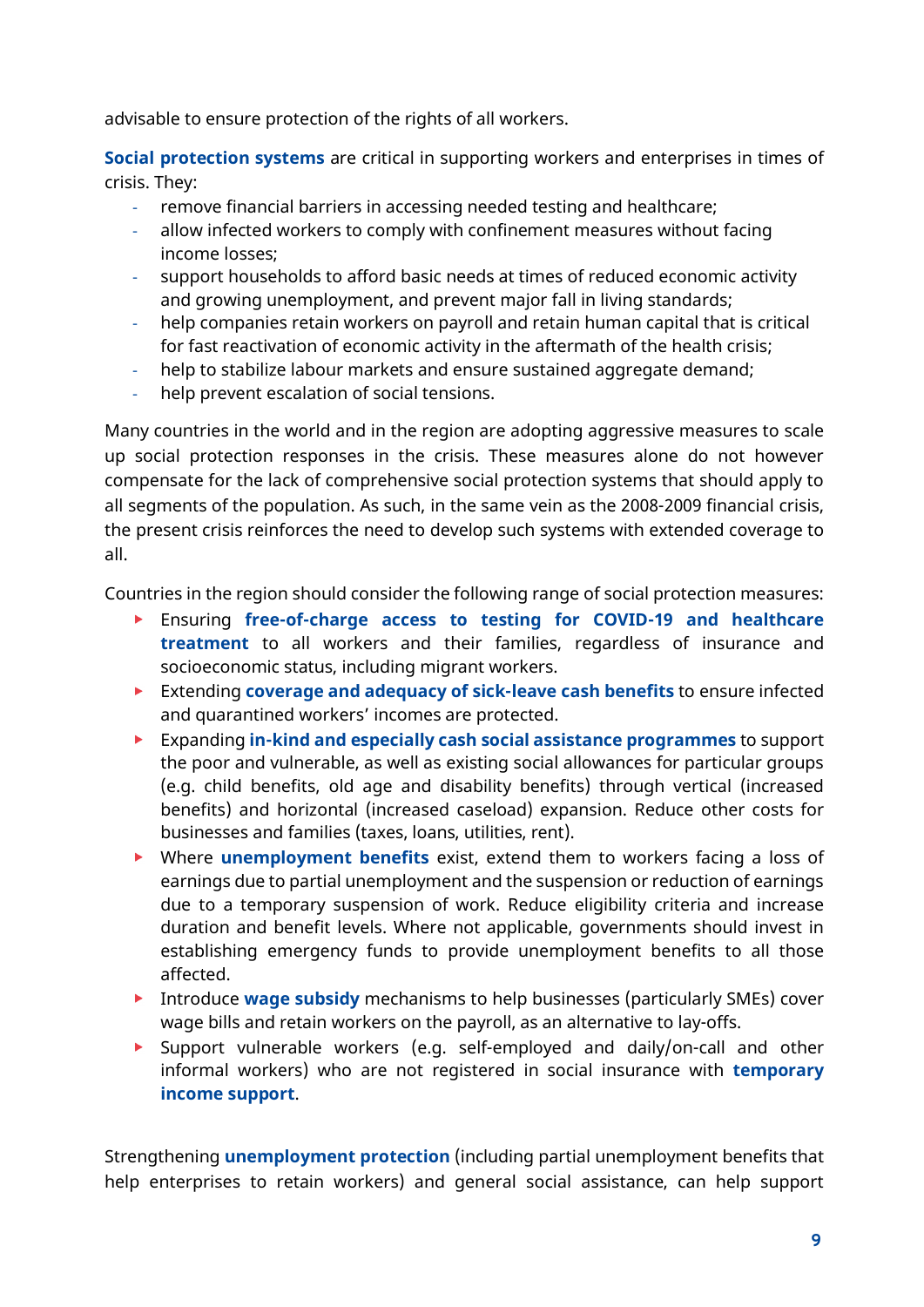advisable to ensure protection of the rights of all workers.

**Social protection systems** are critical in supporting workers and enterprises in times of crisis. They:

- remove financial barriers in accessing needed testing and healthcare;
- allow infected workers to comply with confinement measures without facing income losses;
- support households to afford basic needs at times of reduced economic activity and growing unemployment, and prevent major fall in living standards;
- help companies retain workers on payroll and retain human capital that is critical for fast reactivation of economic activity in the aftermath of the health crisis;
- help to stabilize labour markets and ensure sustained aggregate demand;
- help prevent escalation of social tensions.

Many countries in the world and in the region are adopting aggressive measures to scale up social protection responses in the crisis. These measures alone do not however compensate for the lack of comprehensive social protection systems that should apply to all segments of the population. As such, in the same vein as the 2008-2009 financial crisis, the present crisis reinforces the need to develop such systems with extended coverage to all.

Countries in the region should consider the following range of social protection measures:

- Ensuring **free-of-charge access to testing for COVID-19 and healthcare treatment** to all workers and their families, regardless of insurance and socioeconomic status, including migrant workers.
- Extending **coverage and adequacy of sick-leave cash benefits** to ensure infected and quarantined workers' incomes are protected.
- Expanding **in-kind and especially cash social assistance programmes** to support the poor and vulnerable, as well as existing social allowances for particular groups (e.g. child benefits, old age and disability benefits) through vertical (increased benefits) and horizontal (increased caseload) expansion. Reduce other costs for businesses and families (taxes, loans, utilities, rent).
- Where **unemployment benefits** exist, extend them to workers facing a loss of earnings due to partial unemployment and the suspension or reduction of earnings due to a temporary suspension of work. Reduce eligibility criteria and increase duration and benefit levels. Where not applicable, governments should invest in establishing emergency funds to provide unemployment benefits to all those affected.
- Introduce **wage subsidy** mechanisms to help businesses (particularly SMEs) cover wage bills and retain workers on the payroll, as an alternative to lay-offs.
- Support vulnerable workers (e.g. self-employed and daily/on-call and other informal workers) who are not registered in social insurance with **temporary income support**.

Strengthening **unemployment protection** (including partial unemployment benefits that help enterprises to retain workers) and general social assistance, can help support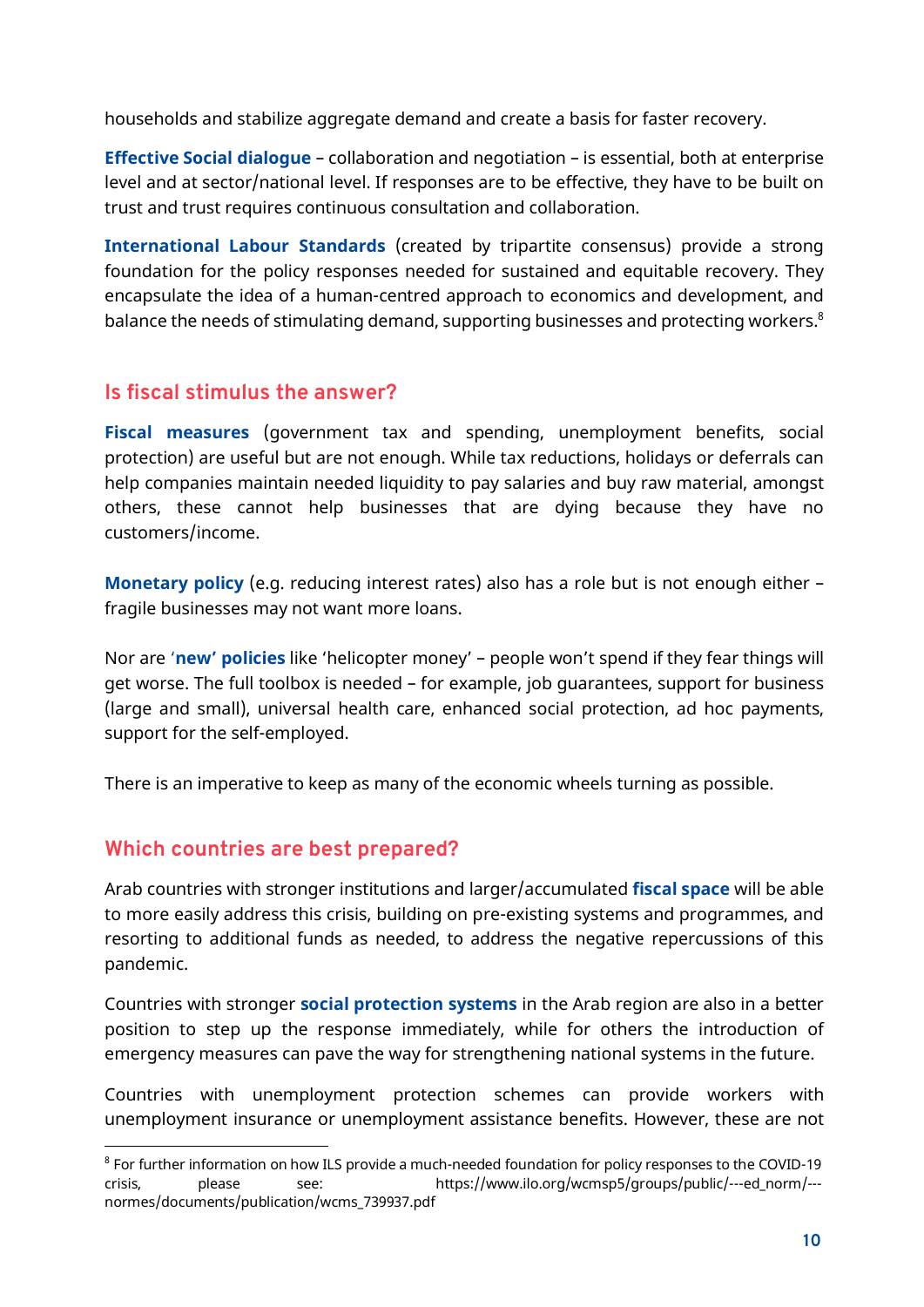households and stabilize aggregate demand and create a basis for faster recovery.

**Effective Social dialogue** – collaboration and negotiation – is essential, both at enterprise level and at sector/national level. If responses are to be effective, they have to be built on trust and trust requires continuous consultation and collaboration.

**International Labour Standards** (created by tripartite consensus) provide a strong foundation for the policy responses needed for sustained and equitable recovery. They encapsulate the idea of a human-centred approach to economics and development, and balance the needs of stimulating demand, supporting businesses and protecting workers.[8]

## Is fiscal stimulus the answer?

**Fiscal measures** (government tax and spending, unemployment benefits, social protection) are useful but are not enough. While tax reductions, holidays or deferrals can help companies maintain needed liquidity to pay salaries and buy raw material, amongst others, these cannot help businesses that are dying because they have no customers/income.

**Monetary policy** (e.g. reducing interest rates) also has a role but is not enough either – fragile businesses may not want more loans.

Nor are '**new' policies** like 'helicopter money' – people won't spend if they fear things will get worse. The full toolbox is needed – for example, job guarantees, support for business (large and small), universal health care, enhanced social protection, ad hoc payments, support for the self-employed.

There is an imperative to keep as many of the economic wheels turning as possible.

## Which countries are best prepared?

Arab countries with stronger institutions and larger/accumulated **fiscal space** will be able to more easily address this crisis, building on pre-existing systems and programmes, and resorting to additional funds as needed, to address the negative repercussions of this pandemic.

Countries with stronger **social protection systems** in the Arab region are also in a better position to step up the response immediately, while for others the introduction of emergency measures can pave the way for strengthening national systems in the future.

Countries with unemployment protection schemes can provide workers with unemployment insurance or unemployment assistance benefits. However, these are not

[8] For further information on how ILS provide a much-needed foundation for policy responses to the COVID-19 crisis, please see: https://www.ilo.org/wcmsp5/groups/public/---ed_norm/---normes/documents/publication/wcms_739937.pdf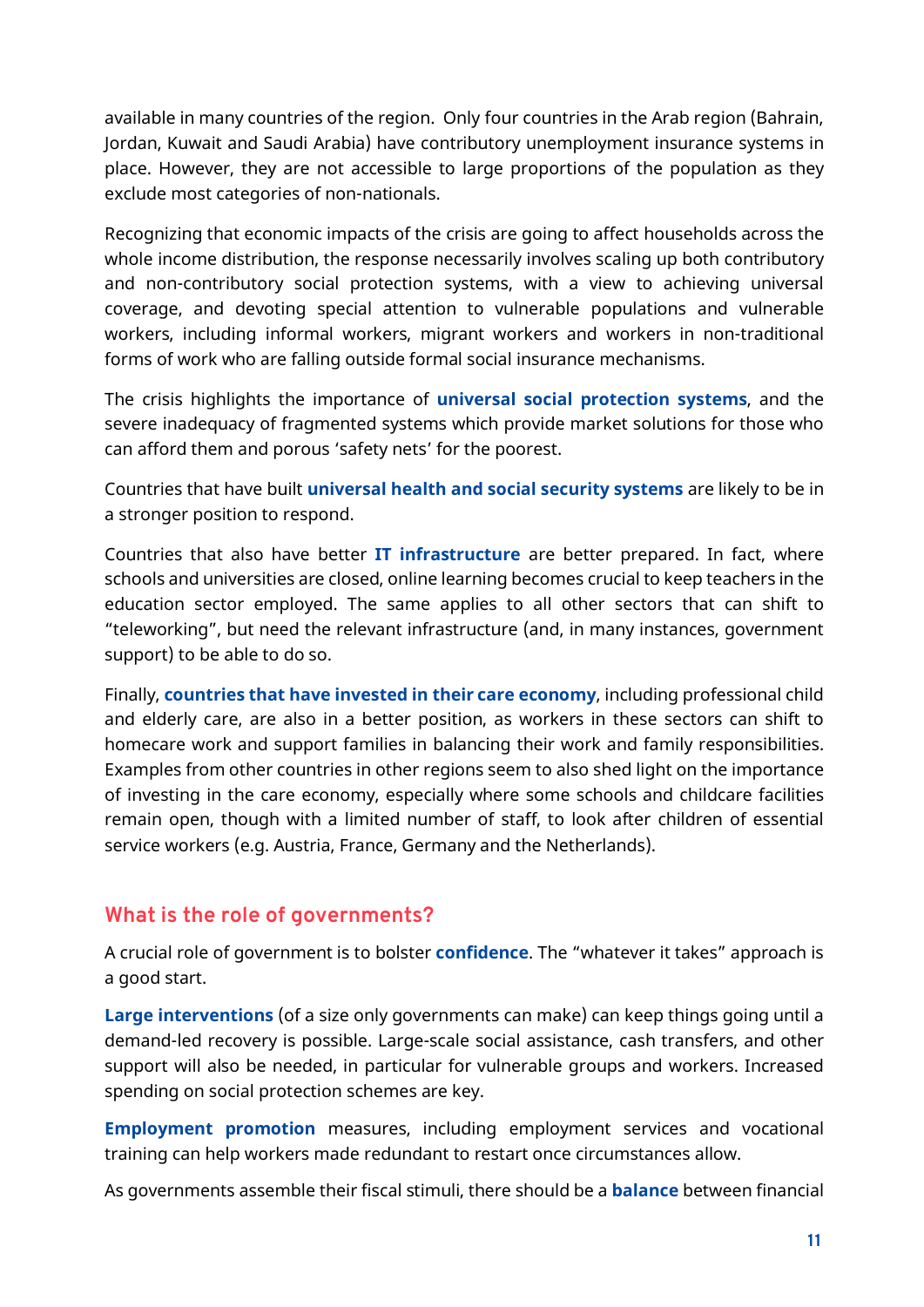available in many countries of the region. Only four countries in the Arab region (Bahrain, Jordan, Kuwait and Saudi Arabia) have contributory unemployment insurance systems in place. However, they are not accessible to large proportions of the population as they exclude most categories of non-nationals.

Recognizing that economic impacts of the crisis are going to affect households across the whole income distribution, the response necessarily involves scaling up both contributory and non-contributory social protection systems, with a view to achieving universal coverage, and devoting special attention to vulnerable populations and vulnerable workers, including informal workers, migrant workers and workers in non-traditional forms of work who are falling outside formal social insurance mechanisms.

The crisis highlights the importance of **universal social protection systems**, and the severe inadequacy of fragmented systems which provide market solutions for those who can afford them and porous 'safety nets' for the poorest.

Countries that have built **universal health and social security systems** are likely to be in a stronger position to respond.

Countries that also have better **IT infrastructure** are better prepared. In fact, where schools and universities are closed, online learning becomes crucial to keep teachers in the education sector employed. The same applies to all other sectors that can shift to "teleworking", but need the relevant infrastructure (and, in many instances, government support) to be able to do so.

Finally, **countries that have invested in their care economy**, including professional child and elderly care, are also in a better position, as workers in these sectors can shift to homecare work and support families in balancing their work and family responsibilities. Examples from other countries in other regions seem to also shed light on the importance of investing in the care economy, especially where some schools and childcare facilities remain open, though with a limited number of staff, to look after children of essential service workers (e.g. Austria, France, Germany and the Netherlands).

## What is the role of governments?

A crucial role of government is to bolster **confidence**. The "whatever it takes" approach is a good start.

**Large interventions** (of a size only governments can make) can keep things going until a demand-led recovery is possible. Large-scale social assistance, cash transfers, and other support will also be needed, in particular for vulnerable groups and workers. Increased spending on social protection schemes are key.

**Employment promotion** measures, including employment services and vocational training can help workers made redundant to restart once circumstances allow.

As governments assemble their fiscal stimuli, there should be a **balance** between financial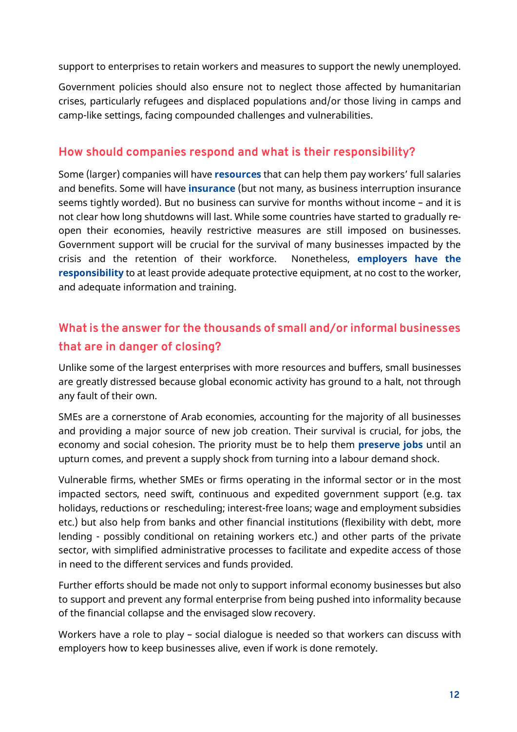support to enterprises to retain workers and measures to support the newly unemployed.

Government policies should also ensure not to neglect those affected by humanitarian crises, particularly refugees and displaced populations and/or those living in camps and camp-like settings, facing compounded challenges and vulnerabilities.

## How should companies respond and what is their responsibility?

Some (larger) companies will have **resources** that can help them pay workers' full salaries and benefits. Some will have **insurance** (but not many, as business interruption insurance seems tightly worded). But no business can survive for months without income – and it is not clear how long shutdowns will last. While some countries have started to gradually re-open their economies, heavily restrictive measures are still imposed on businesses. Government support will be crucial for the survival of many businesses impacted by the crisis and the retention of their workforce. Nonetheless, **employers have the responsibility** to at least provide adequate protective equipment, at no cost to the worker, and adequate information and training.

## What is the answer for the thousands of small and/or informal businesses that are in danger of closing?

Unlike some of the largest enterprises with more resources and buffers, small businesses are greatly distressed because global economic activity has ground to a halt, not through any fault of their own.

SMEs are a cornerstone of Arab economies, accounting for the majority of all businesses and providing a major source of new job creation. Their survival is crucial, for jobs, the economy and social cohesion. The priority must be to help them **preserve jobs** until an upturn comes, and prevent a supply shock from turning into a labour demand shock.

Vulnerable firms, whether SMEs or firms operating in the informal sector or in the most impacted sectors, need swift, continuous and expedited government support (e.g. tax holidays, reductions or rescheduling; interest-free loans; wage and employment subsidies etc.) but also help from banks and other financial institutions (flexibility with debt, more lending - possibly conditional on retaining workers etc.) and other parts of the private sector, with simplified administrative processes to facilitate and expedite access of those in need to the different services and funds provided.

Further efforts should be made not only to support informal economy businesses but also to support and prevent any formal enterprise from being pushed into informality because of the financial collapse and the envisaged slow recovery.

Workers have a role to play – social dialogue is needed so that workers can discuss with employers how to keep businesses alive, even if work is done remotely.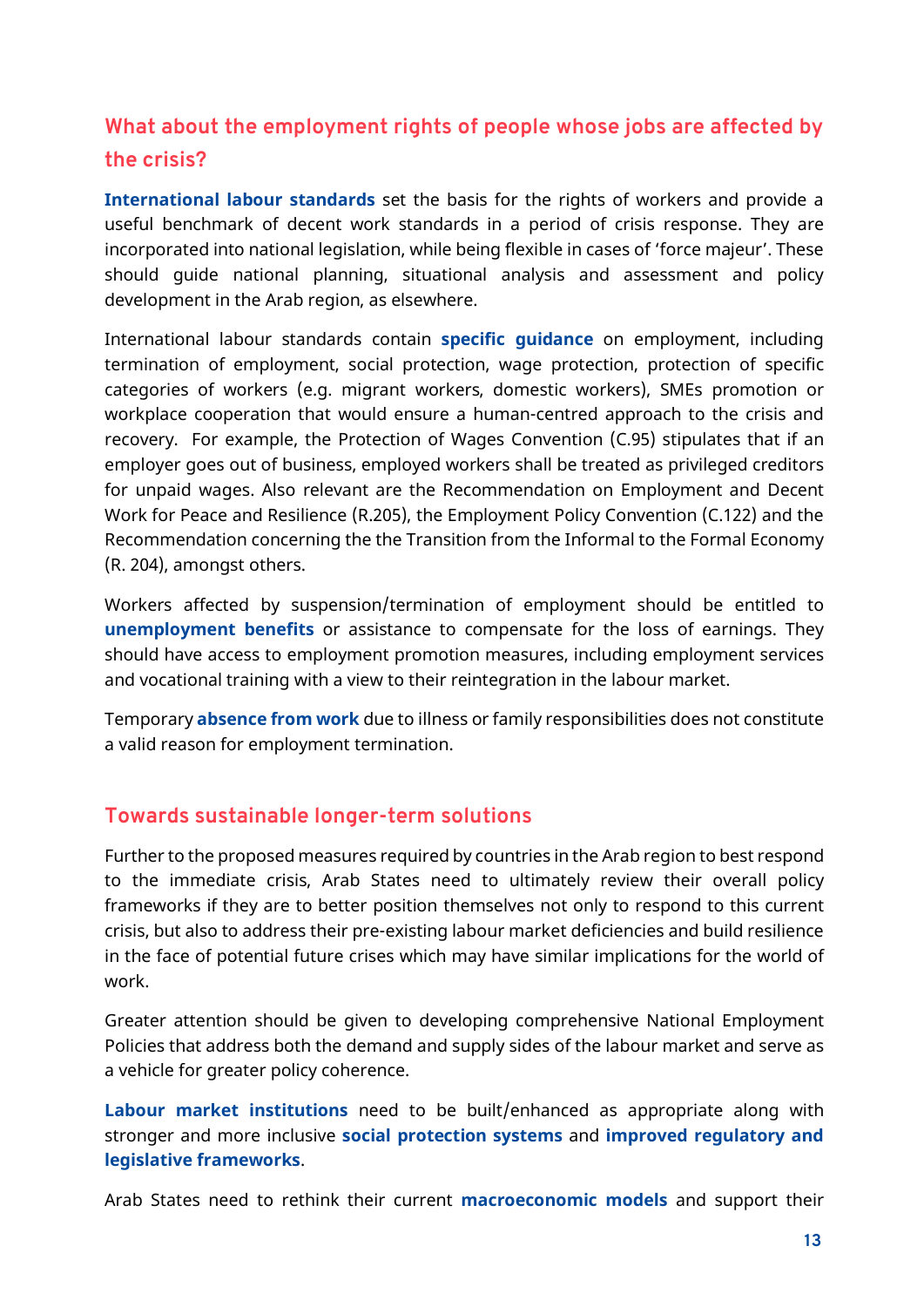## What about the employment rights of people whose jobs are affected by the crisis?

**International labour standards** set the basis for the rights of workers and provide a useful benchmark of decent work standards in a period of crisis response. They are incorporated into national legislation, while being flexible in cases of 'force majeur'. These should guide national planning, situational analysis and assessment and policy development in the Arab region, as elsewhere.

International labour standards contain **specific guidance** on employment, including termination of employment, social protection, wage protection, protection of specific categories of workers (e.g. migrant workers, domestic workers), SMEs promotion or workplace cooperation that would ensure a human-centred approach to the crisis and recovery. For example, the Protection of Wages Convention (C.95) stipulates that if an employer goes out of business, employed workers shall be treated as privileged creditors for unpaid wages. Also relevant are the Recommendation on Employment and Decent Work for Peace and Resilience (R.205), the Employment Policy Convention (C.122) and the Recommendation concerning the the Transition from the Informal to the Formal Economy (R. 204), amongst others.

Workers affected by suspension/termination of employment should be entitled to **unemployment benefits** or assistance to compensate for the loss of earnings. They should have access to employment promotion measures, including employment services and vocational training with a view to their reintegration in the labour market.

Temporary **absence from work** due to illness or family responsibilities does not constitute a valid reason for employment termination.

## Towards sustainable longer-term solutions

Further to the proposed measures required by countries in the Arab region to best respond to the immediate crisis, Arab States need to ultimately review their overall policy frameworks if they are to better position themselves not only to respond to this current crisis, but also to address their pre-existing labour market deficiencies and build resilience in the face of potential future crises which may have similar implications for the world of work.

Greater attention should be given to developing comprehensive National Employment Policies that address both the demand and supply sides of the labour market and serve as a vehicle for greater policy coherence.

**Labour market institutions** need to be built/enhanced as appropriate along with stronger and more inclusive **social protection systems** and **improved regulatory and legislative frameworks**.

Arab States need to rethink their current **macroeconomic models** and support their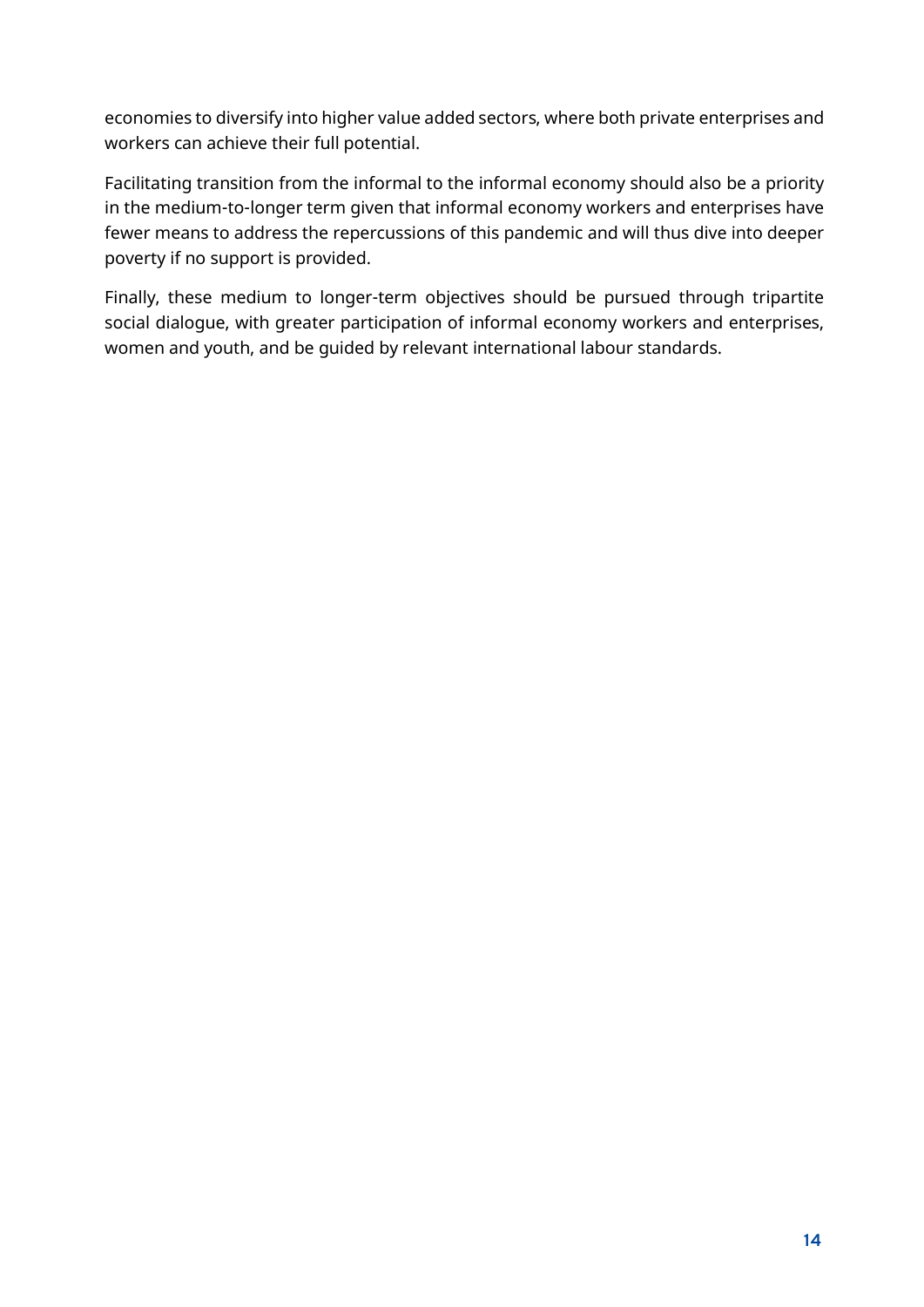economies to diversify into higher value added sectors, where both private enterprises and workers can achieve their full potential.

Facilitating transition from the informal to the informal economy should also be a priority in the medium-to-longer term given that informal economy workers and enterprises have fewer means to address the repercussions of this pandemic and will thus dive into deeper poverty if no support is provided.

Finally, these medium to longer-term objectives should be pursued through tripartite social dialogue, with greater participation of informal economy workers and enterprises, women and youth, and be guided by relevant international labour standards.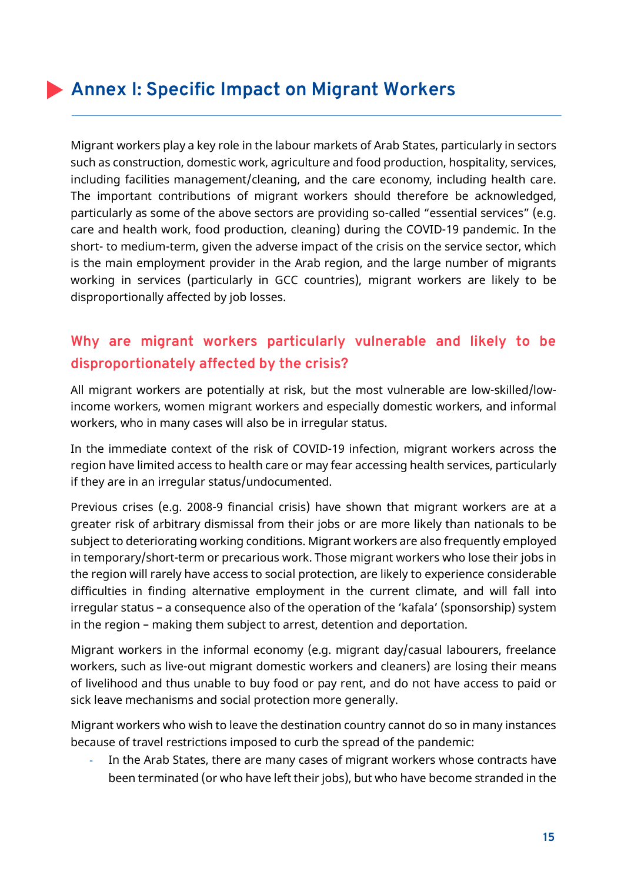## Annex I: Specific Impact on Migrant Workers

Migrant workers play a key role in the labour markets of Arab States, particularly in sectors such as construction, domestic work, agriculture and food production, hospitality, services, including facilities management/cleaning, and the care economy, including health care. The important contributions of migrant workers should therefore be acknowledged, particularly as some of the above sectors are providing so-called "essential services" (e.g. care and health work, food production, cleaning) during the COVID-19 pandemic. In the short- to medium-term, given the adverse impact of the crisis on the service sector, which is the main employment provider in the Arab region, and the large number of migrants working in services (particularly in GCC countries), migrant workers are likely to be disproportionally affected by job losses.

### Why are migrant workers particularly vulnerable and likely to be disproportionately affected by the crisis?

All migrant workers are potentially at risk, but the most vulnerable are low-skilled/low-income workers, women migrant workers and especially domestic workers, and informal workers, who in many cases will also be in irregular status.

In the immediate context of the risk of COVID-19 infection, migrant workers across the region have limited access to health care or may fear accessing health services, particularly if they are in an irregular status/undocumented.

Previous crises (e.g. 2008-9 financial crisis) have shown that migrant workers are at a greater risk of arbitrary dismissal from their jobs or are more likely than nationals to be subject to deteriorating working conditions. Migrant workers are also frequently employed in temporary/short-term or precarious work. Those migrant workers who lose their jobs in the region will rarely have access to social protection, are likely to experience considerable difficulties in finding alternative employment in the current climate, and will fall into irregular status – a consequence also of the operation of the 'kafala' (sponsorship) system in the region – making them subject to arrest, detention and deportation.

Migrant workers in the informal economy (e.g. migrant day/casual labourers, freelance workers, such as live-out migrant domestic workers and cleaners) are losing their means of livelihood and thus unable to buy food or pay rent, and do not have access to paid or sick leave mechanisms and social protection more generally.

Migrant workers who wish to leave the destination country cannot do so in many instances because of travel restrictions imposed to curb the spread of the pandemic:

- In the Arab States, there are many cases of migrant workers whose contracts have been terminated (or who have left their jobs), but who have become stranded in the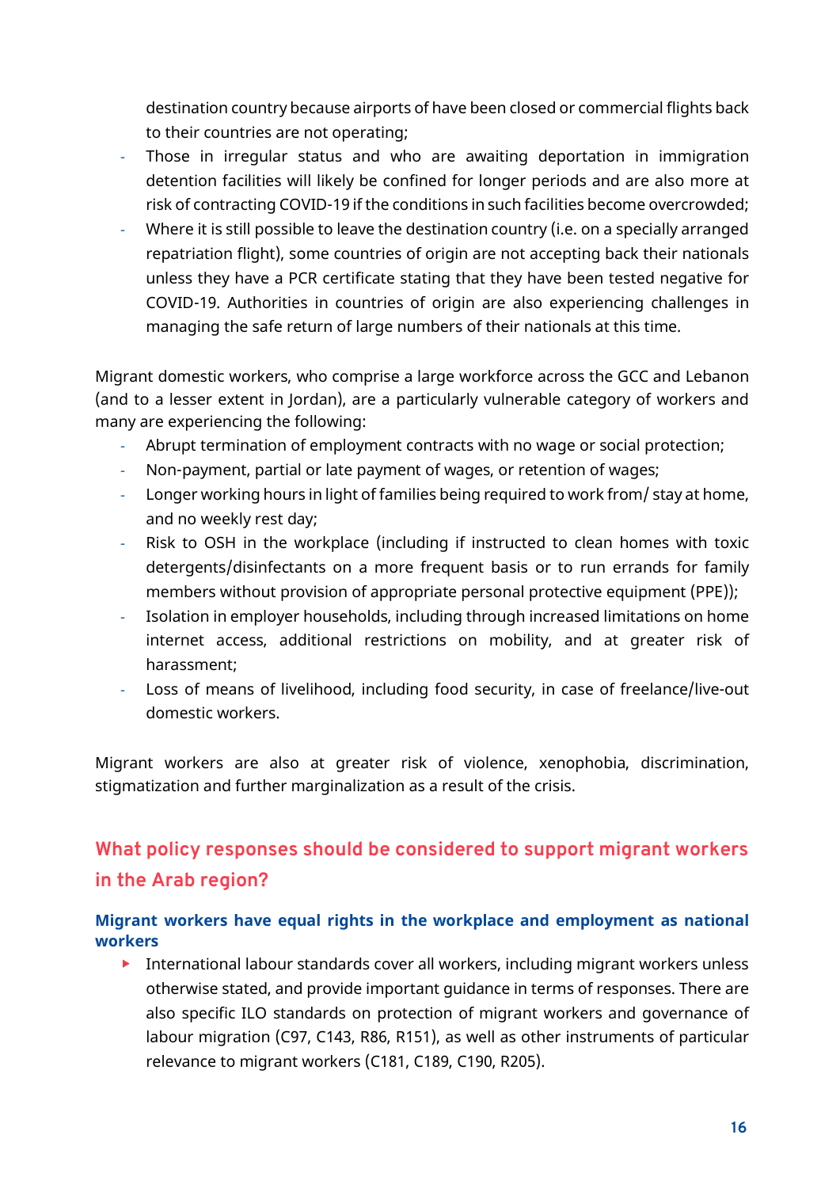destination country because airports of have been closed or commercial flights back to their countries are not operating;

- Those in irregular status and who are awaiting deportation in immigration detention facilities will likely be confined for longer periods and are also more at risk of contracting COVID-19 if the conditions in such facilities become overcrowded;
- Where it is still possible to leave the destination country (i.e. on a specially arranged repatriation flight), some countries of origin are not accepting back their nationals unless they have a PCR certificate stating that they have been tested negative for COVID-19. Authorities in countries of origin are also experiencing challenges in managing the safe return of large numbers of their nationals at this time.

Migrant domestic workers, who comprise a large workforce across the GCC and Lebanon (and to a lesser extent in Jordan), are a particularly vulnerable category of workers and many are experiencing the following:

- Abrupt termination of employment contracts with no wage or social protection;
- Non-payment, partial or late payment of wages, or retention of wages;
- Longer working hours in light of families being required to work from/ stay at home, and no weekly rest day;
- Risk to OSH in the workplace (including if instructed to clean homes with toxic detergents/disinfectants on a more frequent basis or to run errands for family members without provision of appropriate personal protective equipment (PPE));
- Isolation in employer households, including through increased limitations on home internet access, additional restrictions on mobility, and at greater risk of harassment;
- Loss of means of livelihood, including food security, in case of freelance/live-out domestic workers.

Migrant workers are also at greater risk of violence, xenophobia, discrimination, stigmatization and further marginalization as a result of the crisis.

## What policy responses should be considered to support migrant workers in the Arab region?

### Migrant workers have equal rights in the workplace and employment as national workers

- International labour standards cover all workers, including migrant workers unless otherwise stated, and provide important guidance in terms of responses. There are also specific ILO standards on protection of migrant workers and governance of labour migration (C97, C143, R86, R151), as well as other instruments of particular relevance to migrant workers (C181, C189, C190, R205).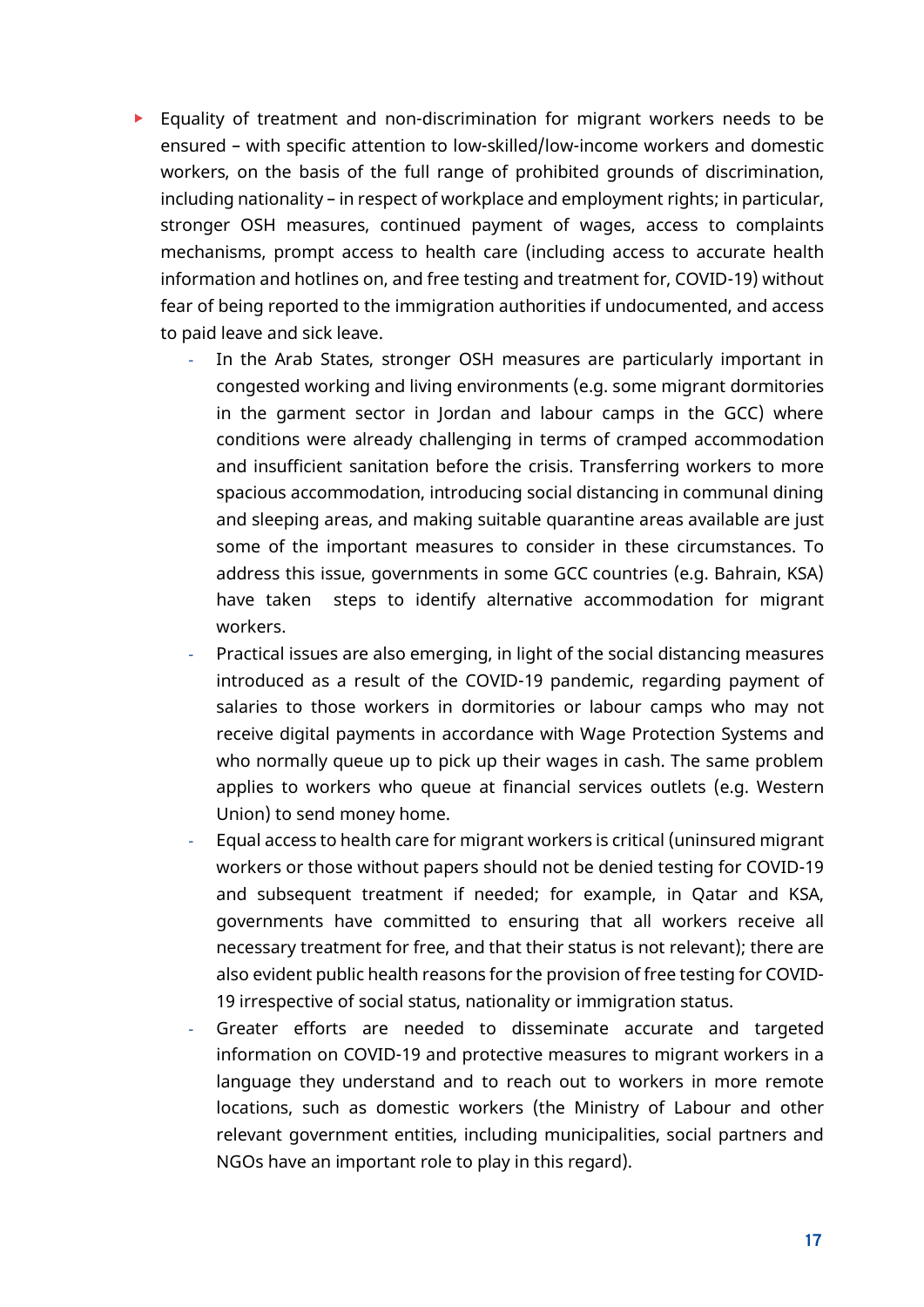- Equality of treatment and non-discrimination for migrant workers needs to be ensured – with specific attention to low-skilled/low-income workers and domestic workers, on the basis of the full range of prohibited grounds of discrimination, including nationality – in respect of workplace and employment rights; in particular, stronger OSH measures, continued payment of wages, access to complaints mechanisms, prompt access to health care (including access to accurate health information and hotlines on, and free testing and treatment for, COVID-19) without fear of being reported to the immigration authorities if undocumented, and access to paid leave and sick leave.
    - In the Arab States, stronger OSH measures are particularly important in congested working and living environments (e.g. some migrant dormitories in the garment sector in Jordan and labour camps in the GCC) where conditions were already challenging in terms of cramped accommodation and insufficient sanitation before the crisis. Transferring workers to more spacious accommodation, introducing social distancing in communal dining and sleeping areas, and making suitable quarantine areas available are just some of the important measures to consider in these circumstances. To address this issue, governments in some GCC countries (e.g. Bahrain, KSA) have taken steps to identify alternative accommodation for migrant workers.
    - Practical issues are also emerging, in light of the social distancing measures introduced as a result of the COVID-19 pandemic, regarding payment of salaries to those workers in dormitories or labour camps who may not receive digital payments in accordance with Wage Protection Systems and who normally queue up to pick up their wages in cash. The same problem applies to workers who queue at financial services outlets (e.g. Western Union) to send money home.
    - Equal access to health care for migrant workers is critical (uninsured migrant workers or those without papers should not be denied testing for COVID-19 and subsequent treatment if needed; for example, in Qatar and KSA, governments have committed to ensuring that all workers receive all necessary treatment for free, and that their status is not relevant); there are also evident public health reasons for the provision of free testing for COVID-19 irrespective of social status, nationality or immigration status.
    - Greater efforts are needed to disseminate accurate and targeted information on COVID-19 and protective measures to migrant workers in a language they understand and to reach out to workers in more remote locations, such as domestic workers (the Ministry of Labour and other relevant government entities, including municipalities, social partners and NGOs have an important role to play in this regard).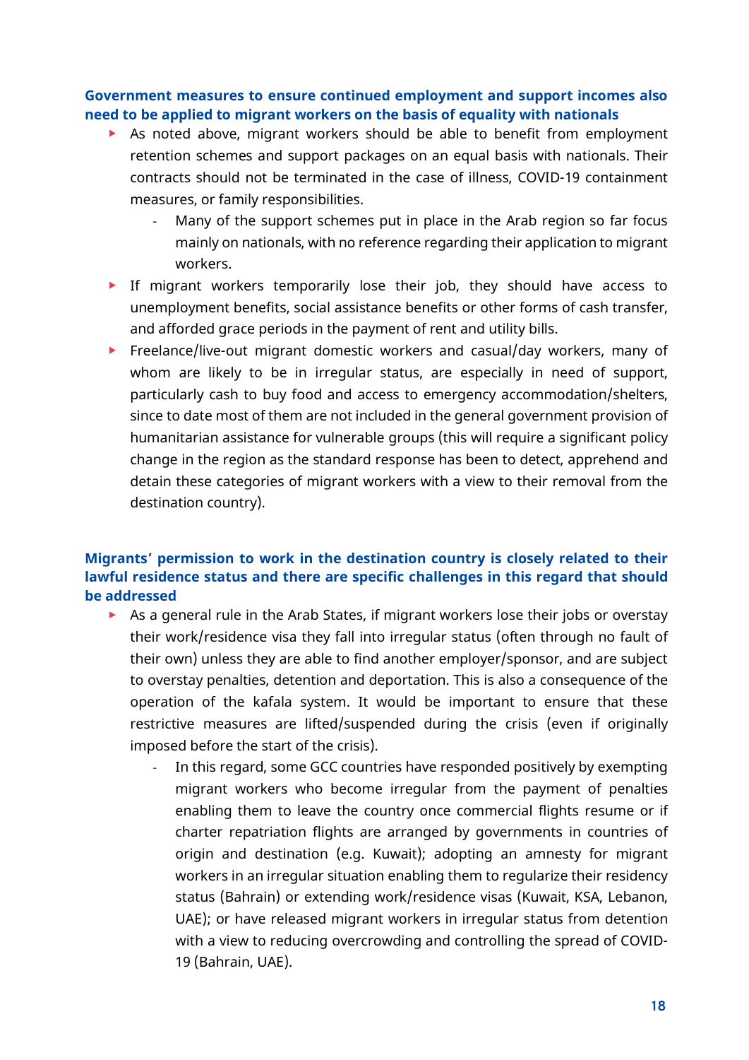**Government measures to ensure continued employment and support incomes also need to be applied to migrant workers on the basis of equality with nationals**

- As noted above, migrant workers should be able to benefit from employment retention schemes and support packages on an equal basis with nationals. Their contracts should not be terminated in the case of illness, COVID-19 containment measures, or family responsibilities.
  - Many of the support schemes put in place in the Arab region so far focus mainly on nationals, with no reference regarding their application to migrant workers.
- If migrant workers temporarily lose their job, they should have access to unemployment benefits, social assistance benefits or other forms of cash transfer, and afforded grace periods in the payment of rent and utility bills.
- Freelance/live-out migrant domestic workers and casual/day workers, many of whom are likely to be in irregular status, are especially in need of support, particularly cash to buy food and access to emergency accommodation/shelters, since to date most of them are not included in the general government provision of humanitarian assistance for vulnerable groups (this will require a significant policy change in the region as the standard response has been to detect, apprehend and detain these categories of migrant workers with a view to their removal from the destination country).

**Migrants' permission to work in the destination country is closely related to their lawful residence status and there are specific challenges in this regard that should be addressed**

- As a general rule in the Arab States, if migrant workers lose their jobs or overstay their work/residence visa they fall into irregular status (often through no fault of their own) unless they are able to find another employer/sponsor, and are subject to overstay penalties, detention and deportation. This is also a consequence of the operation of the kafala system. It would be important to ensure that these restrictive measures are lifted/suspended during the crisis (even if originally imposed before the start of the crisis).
  - In this regard, some GCC countries have responded positively by exempting migrant workers who become irregular from the payment of penalties enabling them to leave the country once commercial flights resume or if charter repatriation flights are arranged by governments in countries of origin and destination (e.g. Kuwait); adopting an amnesty for migrant workers in an irregular situation enabling them to regularize their residency status (Bahrain) or extending work/residence visas (Kuwait, KSA, Lebanon, UAE); or have released migrant workers in irregular status from detention with a view to reducing overcrowding and controlling the spread of COVID-19 (Bahrain, UAE).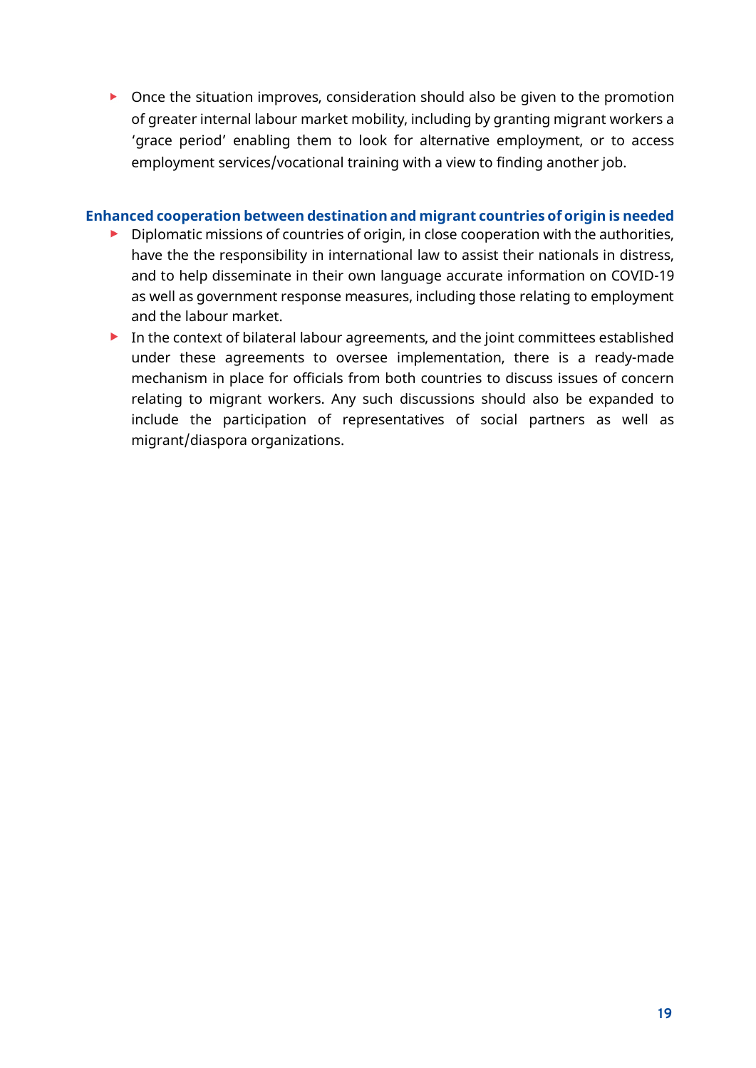- Once the situation improves, consideration should also be given to the promotion of greater internal labour market mobility, including by granting migrant workers a 'grace period' enabling them to look for alternative employment, or to access employment services/vocational training with a view to finding another job.

### Enhanced cooperation between destination and migrant countries of origin is needed

- Diplomatic missions of countries of origin, in close cooperation with the authorities, have the the responsibility in international law to assist their nationals in distress, and to help disseminate in their own language accurate information on COVID-19 as well as government response measures, including those relating to employment and the labour market.
- In the context of bilateral labour agreements, and the joint committees established under these agreements to oversee implementation, there is a ready-made mechanism in place for officials from both countries to discuss issues of concern relating to migrant workers. Any such discussions should also be expanded to include the participation of representatives of social partners as well as migrant/diaspora organizations.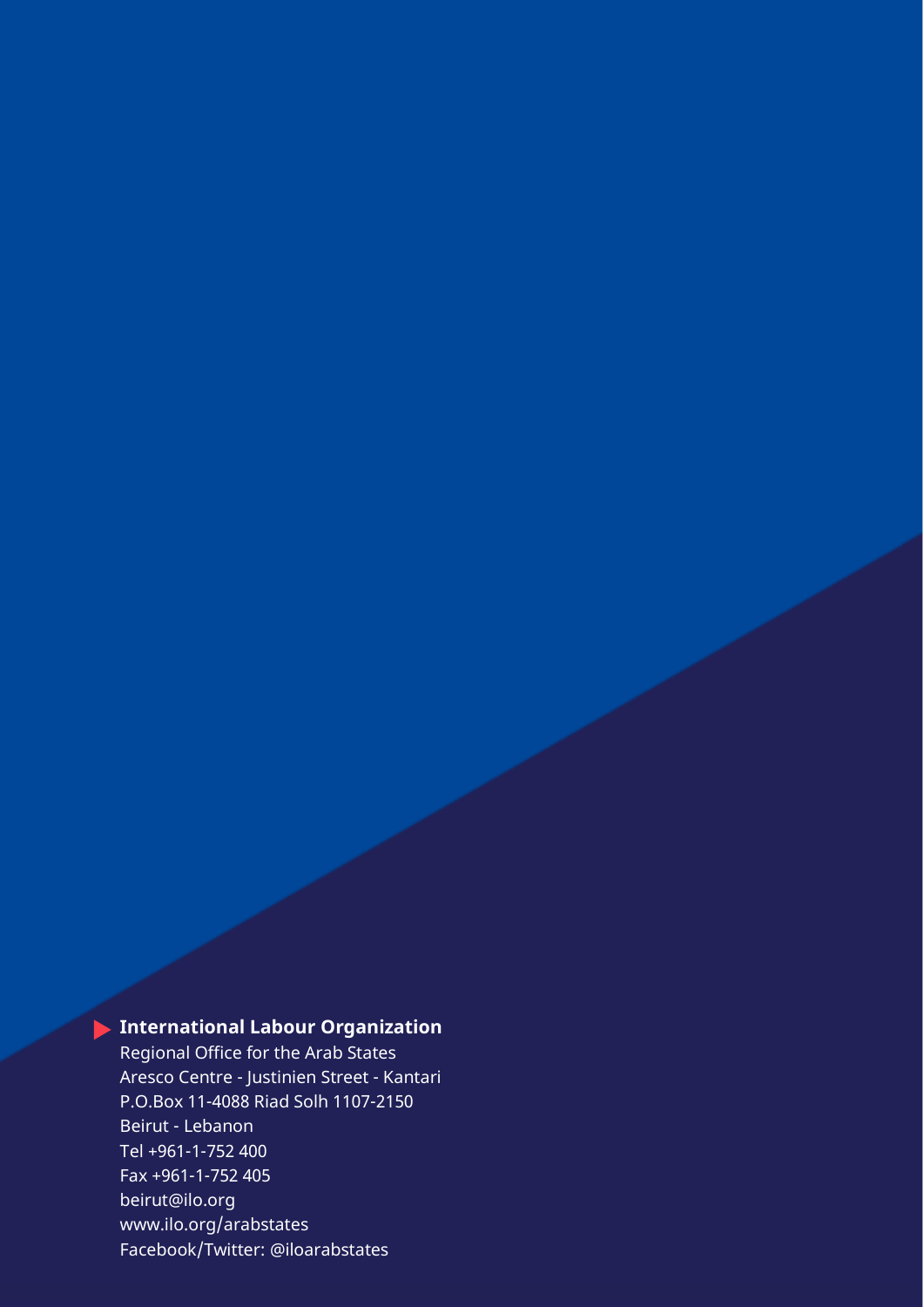**International Labour Organization**
Regional Office for the Arab States
Aresco Centre - Justinien Street - Kantari
P.O.Box 11-4088 Riad Solh 1107-2150
Beirut - Lebanon
Tel +961-1-752 400
Fax +961-1-752 405
beirut@ilo.org
www.ilo.org/arabstates
Facebook/Twitter: @iloarabstates